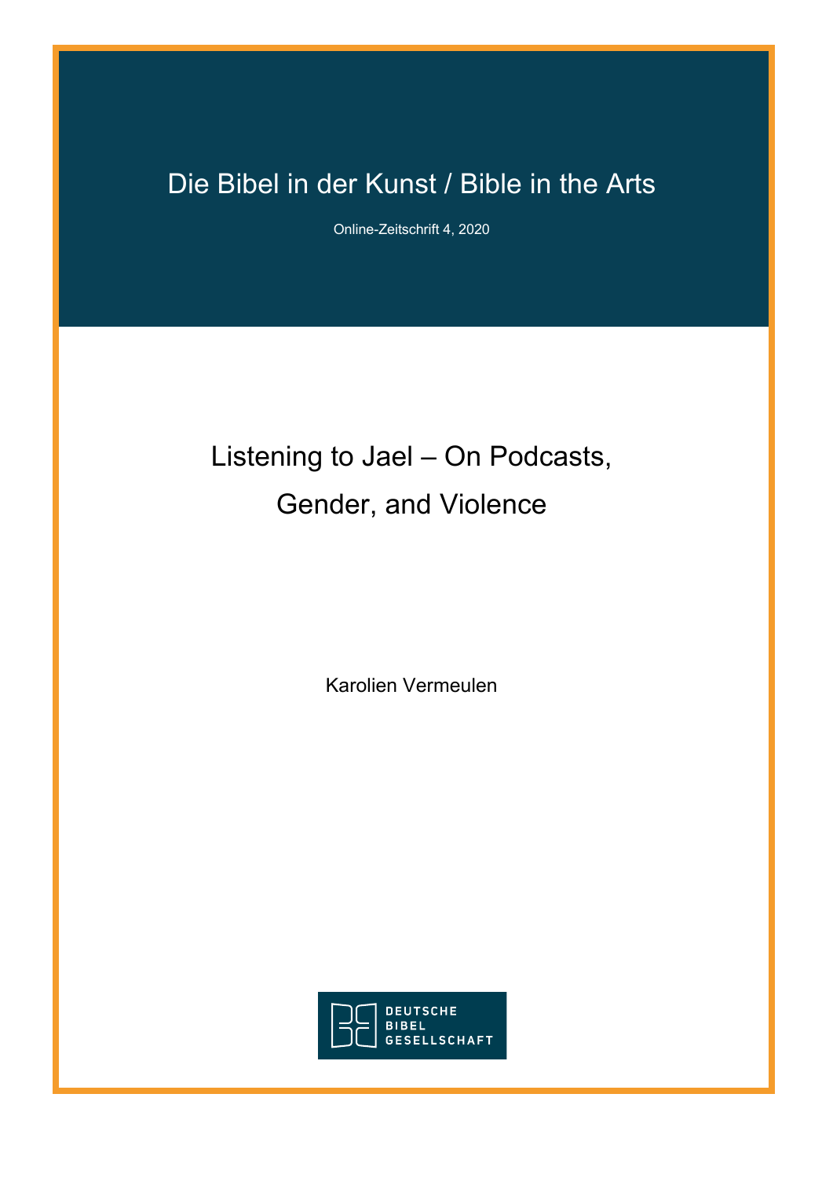Die Bibel in der Kunst / Bible in the Arts

Online-Zeitschrift 4, 2020

# Listening to Jael – On Podcasts, Gender, and Violence

Karolien Vermeulen

DEUTSCHE BIBEL GESELLSCHAFT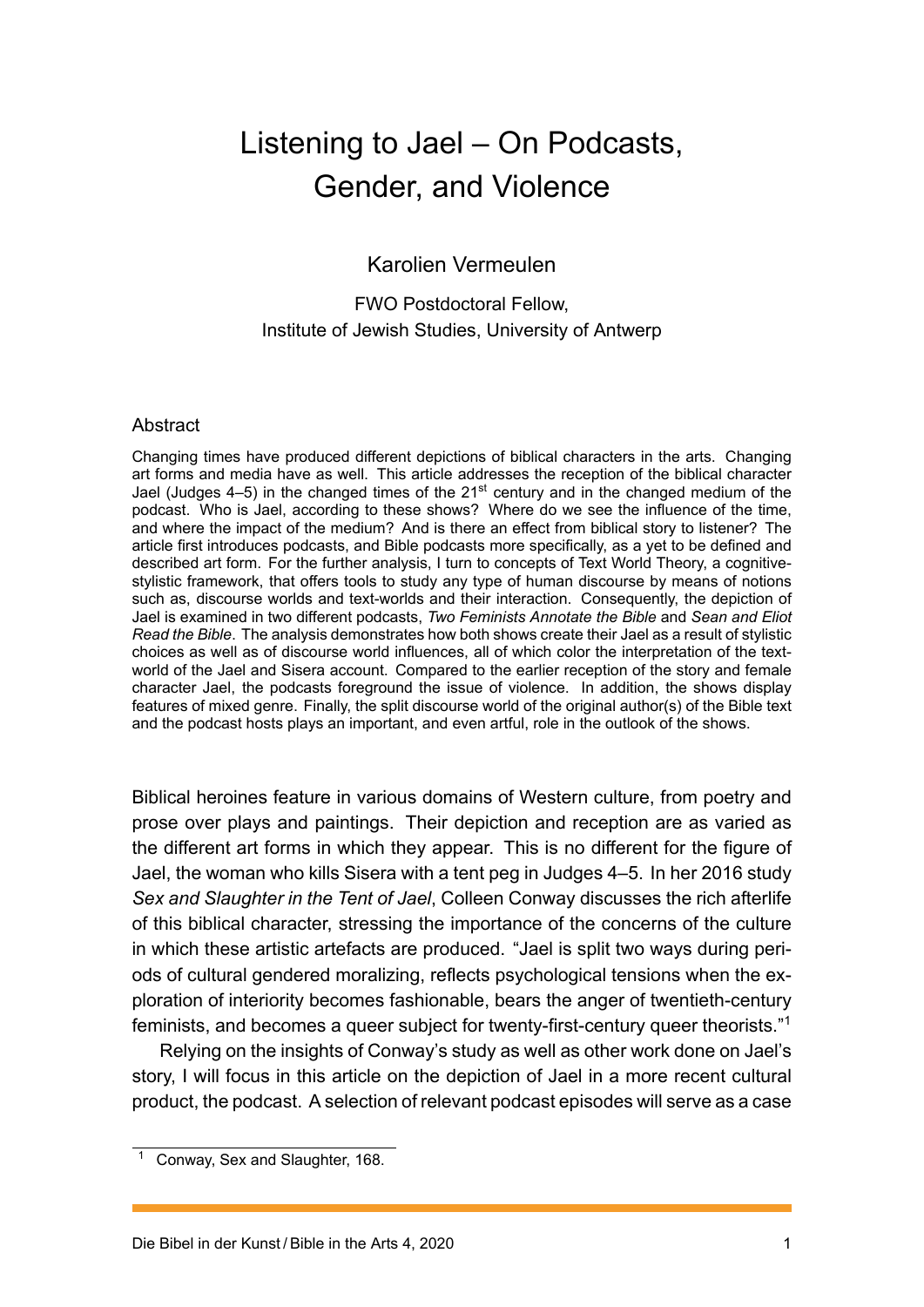# Listening to Jael – On Podcasts, Gender, and Violence

Karolien Vermeulen

FWO Postdoctoral Fellow,
Institute of Jewish Studies, University of Antwerp

## Abstract

Changing times have produced different depictions of biblical characters in the arts. Changing art forms and media have as well. This article addresses the reception of the biblical character Jael (Judges 4–5) in the changed times of the 21st century and in the changed medium of the podcast. Who is Jael, according to these shows? Where do we see the influence of the time, and where the impact of the medium? And is there an effect from biblical story to listener? The article first introduces podcasts, and Bible podcasts more specifically, as a yet to be defined and described art form. For the further analysis, I turn to concepts of Text World Theory, a cognitive-stylistic framework, that offers tools to study any type of human discourse by means of notions such as, discourse worlds and text-worlds and their interaction. Consequently, the depiction of Jael is examined in two different podcasts, *Two Feminists Annotate the Bible* and *Sean and Eliot Read the Bible*. The analysis demonstrates how both shows create their Jael as a result of stylistic choices as well as of discourse world influences, all of which color the interpretation of the text-world of the Jael and Sisera account. Compared to the earlier reception of the story and female character Jael, the podcasts foreground the issue of violence. In addition, the shows display features of mixed genre. Finally, the split discourse world of the original author(s) of the Bible text and the podcast hosts plays an important, and even artful, role in the outlook of the shows.

Biblical heroines feature in various domains of Western culture, from poetry and prose over plays and paintings. Their depiction and reception are as varied as the different art forms in which they appear. This is no different for the figure of Jael, the woman who kills Sisera with a tent peg in Judges 4–5. In her 2016 study *Sex and Slaughter in the Tent of Jael*, Colleen Conway discusses the rich afterlife of this biblical character, stressing the importance of the concerns of the culture in which these artistic artefacts are produced. “Jael is split two ways during periods of cultural gendered moralizing, reflects psychological tensions when the exploration of interiority becomes fashionable, bears the anger of twentieth-century feminists, and becomes a queer subject for twenty-first-century queer theorists.”[1]

Relying on the insights of Conway’s study as well as other work done on Jael’s story, I will focus in this article on the depiction of Jael in a more recent cultural product, the podcast. A selection of relevant podcast episodes will serve as a case

[1] Conway, Sex and Slaughter, 168.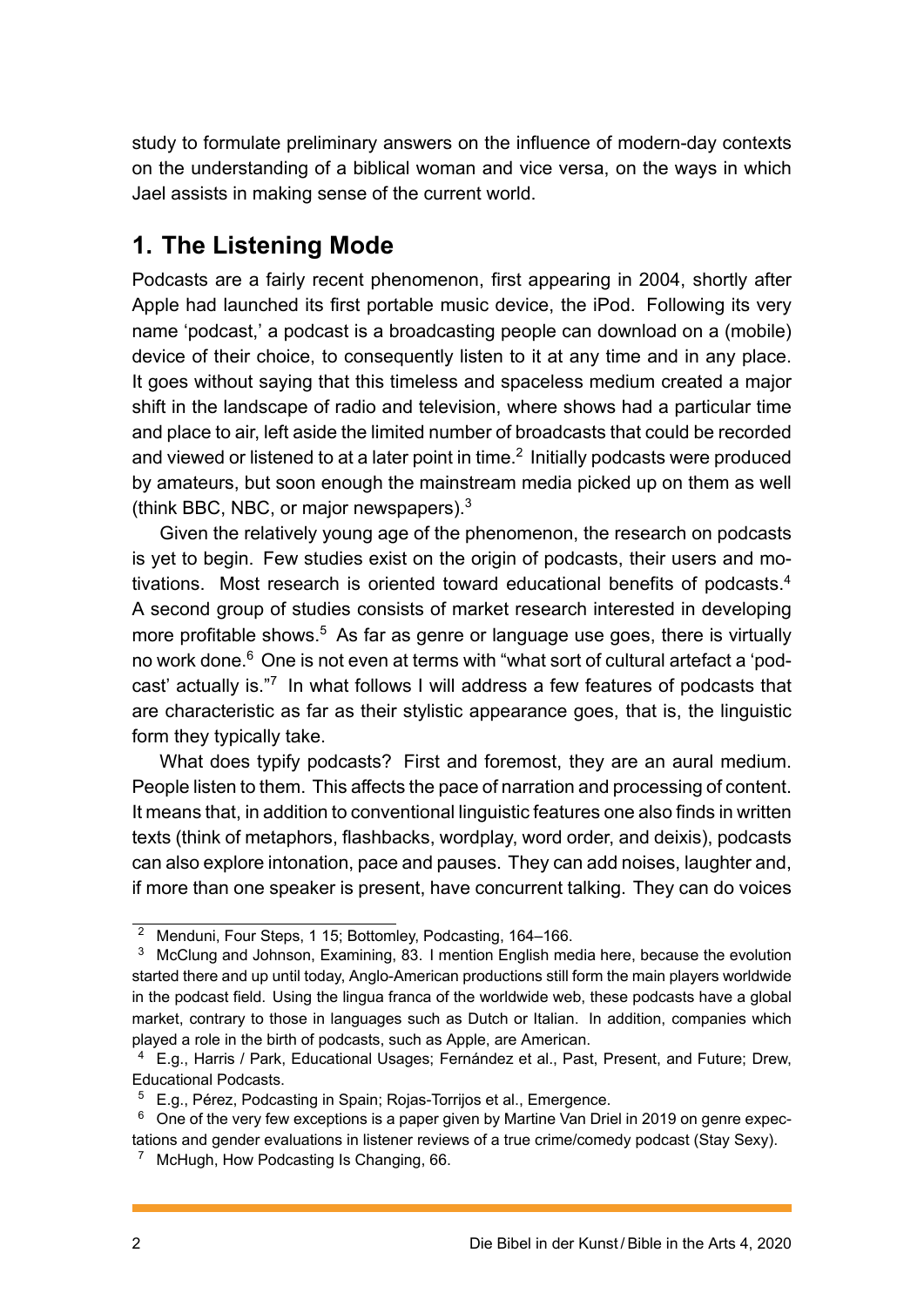study to formulate preliminary answers on the influence of modern-day contexts on the understanding of a biblical woman and vice versa, on the ways in which Jael assists in making sense of the current world.

## 1. The Listening Mode

Podcasts are a fairly recent phenomenon, first appearing in 2004, shortly after Apple had launched its first portable music device, the iPod. Following its very name 'podcast,' a podcast is a broadcasting people can download on a (mobile) device of their choice, to consequently listen to it at any time and in any place. It goes without saying that this timeless and spaceless medium created a major shift in the landscape of radio and television, where shows had a particular time and place to air, left aside the limited number of broadcasts that could be recorded and viewed or listened to at a later point in time.[2] Initially podcasts were produced by amateurs, but soon enough the mainstream media picked up on them as well (think BBC, NBC, or major newspapers).[3]

Given the relatively young age of the phenomenon, the research on podcasts is yet to begin. Few studies exist on the origin of podcasts, their users and motivations. Most research is oriented toward educational benefits of podcasts.[4] A second group of studies consists of market research interested in developing more profitable shows.[5] As far as genre or language use goes, there is virtually no work done.[6] One is not even at terms with "what sort of cultural artefact a 'podcast' actually is."[7] In what follows I will address a few features of podcasts that are characteristic as far as their stylistic appearance goes, that is, the linguistic form they typically take.

What does typify podcasts? First and foremost, they are an aural medium. People listen to them. This affects the pace of narration and processing of content. It means that, in addition to conventional linguistic features one also finds in written texts (think of metaphors, flashbacks, wordplay, word order, and deixis), podcasts can also explore intonation, pace and pauses. They can add noises, laughter and, if more than one speaker is present, have concurrent talking. They can do voices

---

[2] Menduni, Four Steps, 1 15; Bottomley, Podcasting, 164–166.

[3] McClung and Johnson, Examining, 83. I mention English media here, because the evolution started there and up until today, Anglo-American productions still form the main players worldwide in the podcast field. Using the lingua franca of the worldwide web, these podcasts have a global market, contrary to those in languages such as Dutch or Italian. In addition, companies which played a role in the birth of podcasts, such as Apple, are American.

[4] E.g., Harris / Park, Educational Usages; Fernández et al., Past, Present, and Future; Drew, Educational Podcasts.

[5] E.g., Pérez, Podcasting in Spain; Rojas-Torrijos et al., Emergence.

[6] One of the very few exceptions is a paper given by Martine Van Driel in 2019 on genre expectations and gender evaluations in listener reviews of a true crime/comedy podcast (Stay Sexy).

[7] McHugh, How Podcasting Is Changing, 66.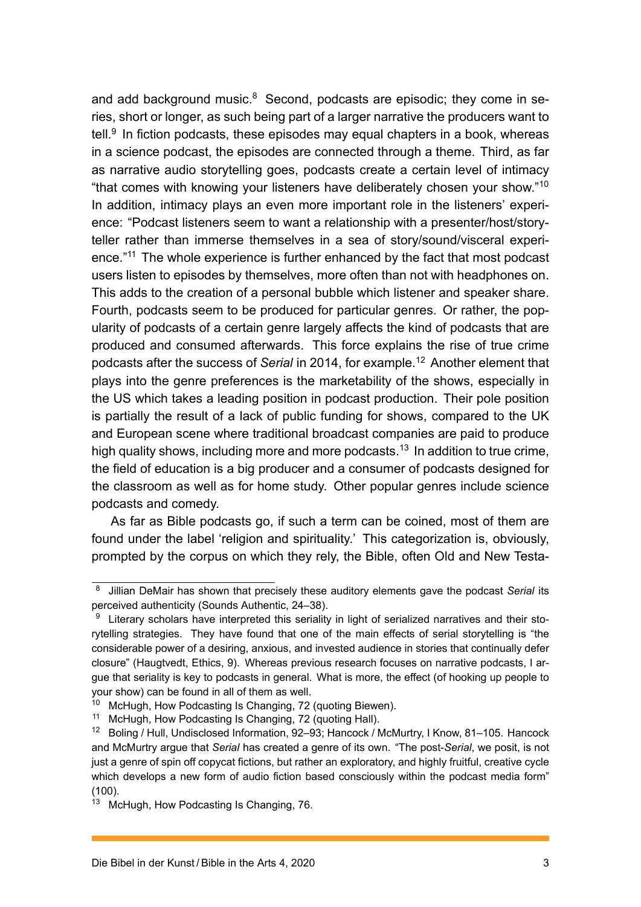and add background music.[8] Second, podcasts are episodic; they come in series, short or longer, as such being part of a larger narrative the producers want to tell.[9] In fiction podcasts, these episodes may equal chapters in a book, whereas in a science podcast, the episodes are connected through a theme. Third, as far as narrative audio storytelling goes, podcasts create a certain level of intimacy "that comes with knowing your listeners have deliberately chosen your show."[10] In addition, intimacy plays an even more important role in the listeners' experience: "Podcast listeners seem to want a relationship with a presenter/host/storyteller rather than immerse themselves in a sea of story/sound/visceral experience."[11] The whole experience is further enhanced by the fact that most podcast users listen to episodes by themselves, more often than not with headphones on. This adds to the creation of a personal bubble which listener and speaker share. Fourth, podcasts seem to be produced for particular genres. Or rather, the popularity of podcasts of a certain genre largely affects the kind of podcasts that are produced and consumed afterwards. This force explains the rise of true crime podcasts after the success of *Serial* in 2014, for example.[12] Another element that plays into the genre preferences is the marketability of the shows, especially in the US which takes a leading position in podcast production. Their pole position is partially the result of a lack of public funding for shows, compared to the UK and European scene where traditional broadcast companies are paid to produce high quality shows, including more and more podcasts.[13] In addition to true crime, the field of education is a big producer and a consumer of podcasts designed for the classroom as well as for home study. Other popular genres include science podcasts and comedy.

As far as Bible podcasts go, if such a term can be coined, most of them are found under the label 'religion and spirituality.' This categorization is, obviously, prompted by the corpus on which they rely, the Bible, often Old and New Testa-

---

[8] Jillian DeMair has shown that precisely these auditory elements gave the podcast *Serial* its perceived authenticity (Sounds Authentic, 24–38).

[9] Literary scholars have interpreted this seriality in light of serialized narratives and their storytelling strategies. They have found that one of the main effects of serial storytelling is "the considerable power of a desiring, anxious, and invested audience in stories that continually defer closure" (Haugtvedt, Ethics, 9). Whereas previous research focuses on narrative podcasts, I argue that seriality is key to podcasts in general. What is more, the effect (of hooking up people to your show) can be found in all of them as well.

[10] McHugh, How Podcasting Is Changing, 72 (quoting Biewen).

[11] McHugh, How Podcasting Is Changing, 72 (quoting Hall).

[12] Boling / Hull, Undisclosed Information, 92–93; Hancock / McMurtry, I Know, 81–105. Hancock and McMurtry argue that *Serial* has created a genre of its own. "The post-*Serial*, we posit, is not just a genre of spin off copycat fictions, but rather an exploratory, and highly fruitful, creative cycle which develops a new form of audio fiction based consciously within the podcast media form" (100).

[13] McHugh, How Podcasting Is Changing, 76.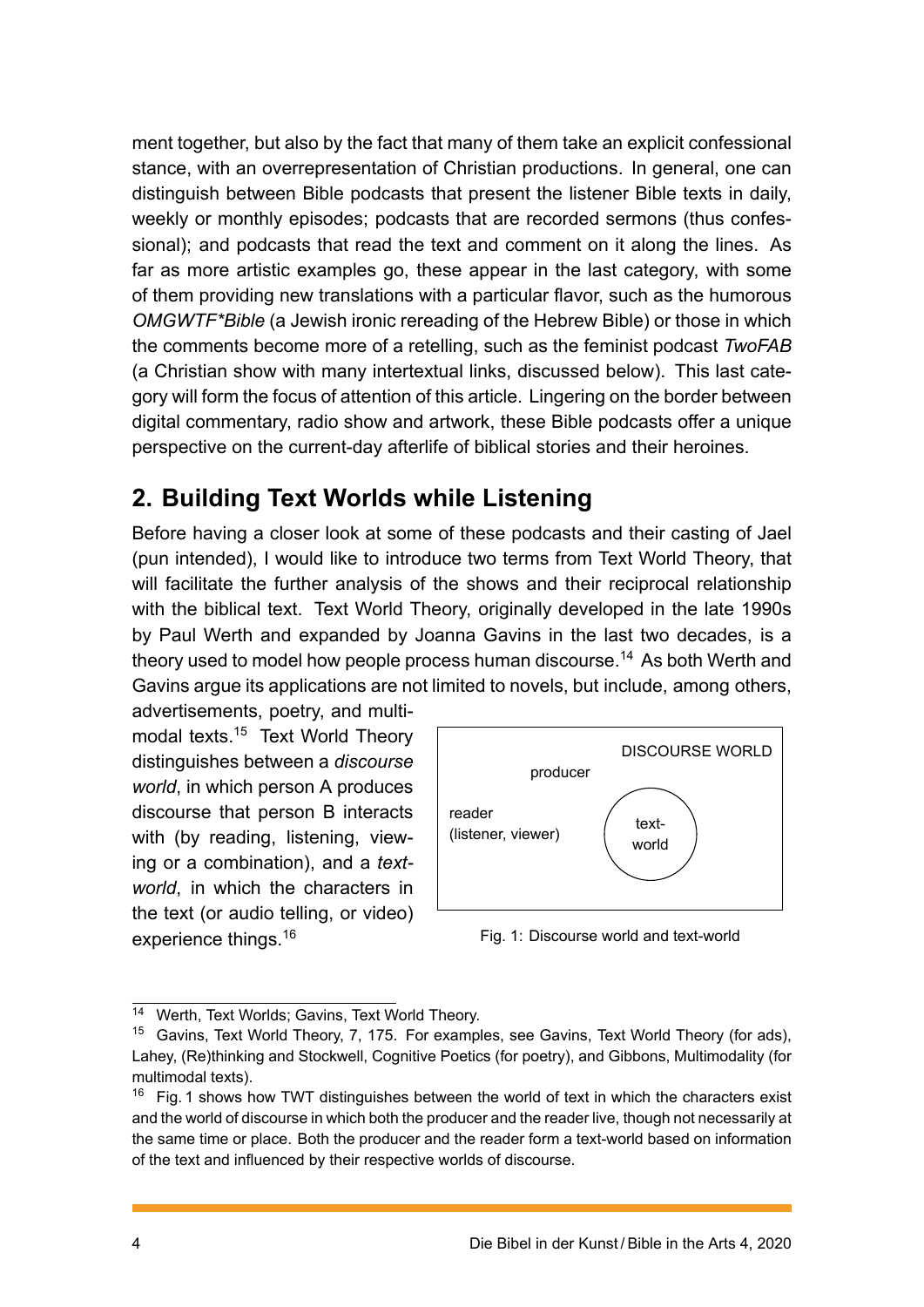ment together, but also by the fact that many of them take an explicit confessional stance, with an overrepresentation of Christian productions. In general, one can distinguish between Bible podcasts that present the listener Bible texts in daily, weekly or monthly episodes; podcasts that are recorded sermons (thus confessional); and podcasts that read the text and comment on it along the lines. As far as more artistic examples go, these appear in the last category, with some of them providing new translations with a particular flavor, such as the humorous *OMGWTF*Bible* (a Jewish ironic rereading of the Hebrew Bible) or those in which the comments become more of a retelling, such as the feminist podcast *TwoFAB* (a Christian show with many intertextual links, discussed below). This last category will form the focus of attention of this article. Lingering on the border between digital commentary, radio show and artwork, these Bible podcasts offer a unique perspective on the current-day afterlife of biblical stories and their heroines.

## 2. Building Text Worlds while Listening

Before having a closer look at some of these podcasts and their casting of Jael (pun intended), I would like to introduce two terms from Text World Theory, that will facilitate the further analysis of the shows and their reciprocal relationship with the biblical text. Text World Theory, originally developed in the late 1990s by Paul Werth and expanded by Joanna Gavins in the last two decades, is a theory used to model how people process human discourse.[14] As both Werth and Gavins argue its applications are not limited to novels, but include, among others, advertisements, poetry, and multimodal texts.[15] Text World Theory distinguishes between a *discourse world*, in which person A produces discourse that person B interacts with (by reading, listening, viewing or a combination), and a *text-world*, in which the characters in the text (or audio telling, or video) experience things.[16]

DISCOURSE WORLD
producer
reader (listener, viewer)
text-world

Fig. 1: Discourse world and text-world

---

[14] Werth, Text Worlds; Gavins, Text World Theory.

[15] Gavins, Text World Theory, 7, 175. For examples, see Gavins, Text World Theory (for ads), Lahey, (Re)thinking and Stockwell, Cognitive Poetics (for poetry), and Gibbons, Multimodality (for multimodal texts).

[16] Fig. 1 shows how TWT distinguishes between the world of text in which the characters exist and the world of discourse in which both the producer and the reader live, though not necessarily at the same time or place. Both the producer and the reader form a text-world based on information of the text and influenced by their respective worlds of discourse.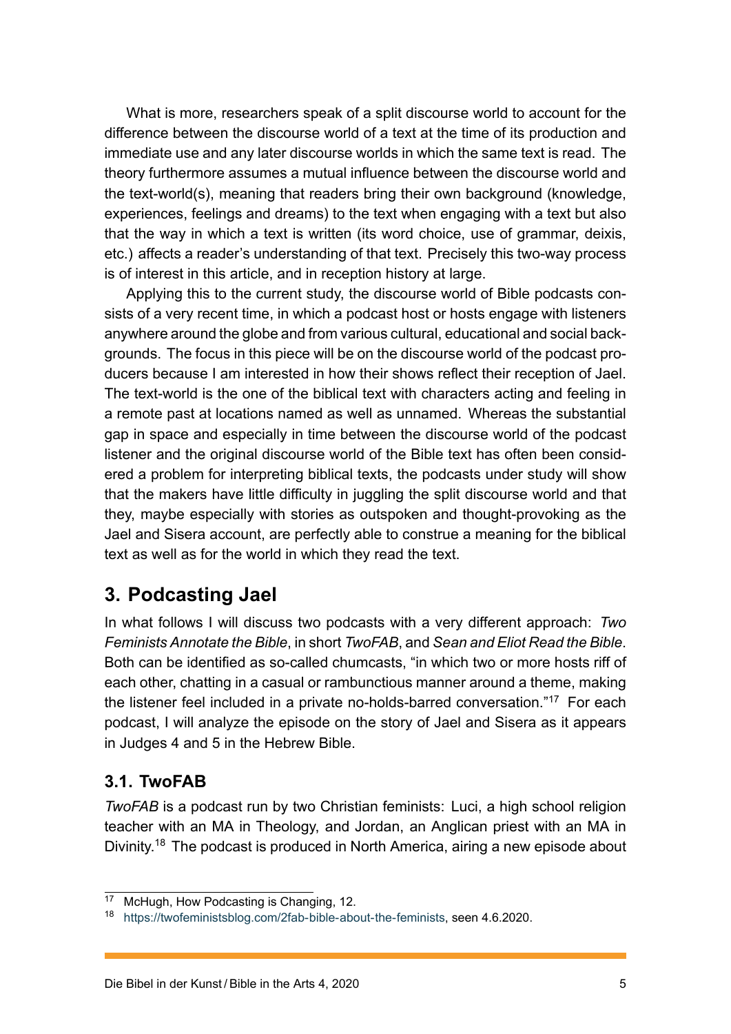What is more, researchers speak of a split discourse world to account for the difference between the discourse world of a text at the time of its production and immediate use and any later discourse worlds in which the same text is read. The theory furthermore assumes a mutual influence between the discourse world and the text-world(s), meaning that readers bring their own background (knowledge, experiences, feelings and dreams) to the text when engaging with a text but also that the way in which a text is written (its word choice, use of grammar, deixis, etc.) affects a reader's understanding of that text. Precisely this two-way process is of interest in this article, and in reception history at large.

Applying this to the current study, the discourse world of Bible podcasts consists of a very recent time, in which a podcast host or hosts engage with listeners anywhere around the globe and from various cultural, educational and social backgrounds. The focus in this piece will be on the discourse world of the podcast producers because I am interested in how their shows reflect their reception of Jael. The text-world is the one of the biblical text with characters acting and feeling in a remote past at locations named as well as unnamed. Whereas the substantial gap in space and especially in time between the discourse world of the podcast listener and the original discourse world of the Bible text has often been considered a problem for interpreting biblical texts, the podcasts under study will show that the makers have little difficulty in juggling the split discourse world and that they, maybe especially with stories as outspoken and thought-provoking as the Jael and Sisera account, are perfectly able to construe a meaning for the biblical text as well as for the world in which they read the text.

## 3. Podcasting Jael

In what follows I will discuss two podcasts with a very different approach: *Two Feminists Annotate the Bible*, in short *TwoFAB*, and *Sean and Eliot Read the Bible*. Both can be identified as so-called chumcasts, "in which two or more hosts riff of each other, chatting in a casual or rambunctious manner around a theme, making the listener feel included in a private no-holds-barred conversation."[17] For each podcast, I will analyze the episode on the story of Jael and Sisera as it appears in Judges 4 and 5 in the Hebrew Bible.

### 3.1. TwoFAB

*TwoFAB* is a podcast run by two Christian feminists: Luci, a high school religion teacher with an MA in Theology, and Jordan, an Anglican priest with an MA in Divinity.[18] The podcast is produced in North America, airing a new episode about

---

[17] McHugh, How Podcasting is Changing, 12.

[18] https://twofeministsblog.com/2fab-bible-about-the-feminists, seen 4.6.2020.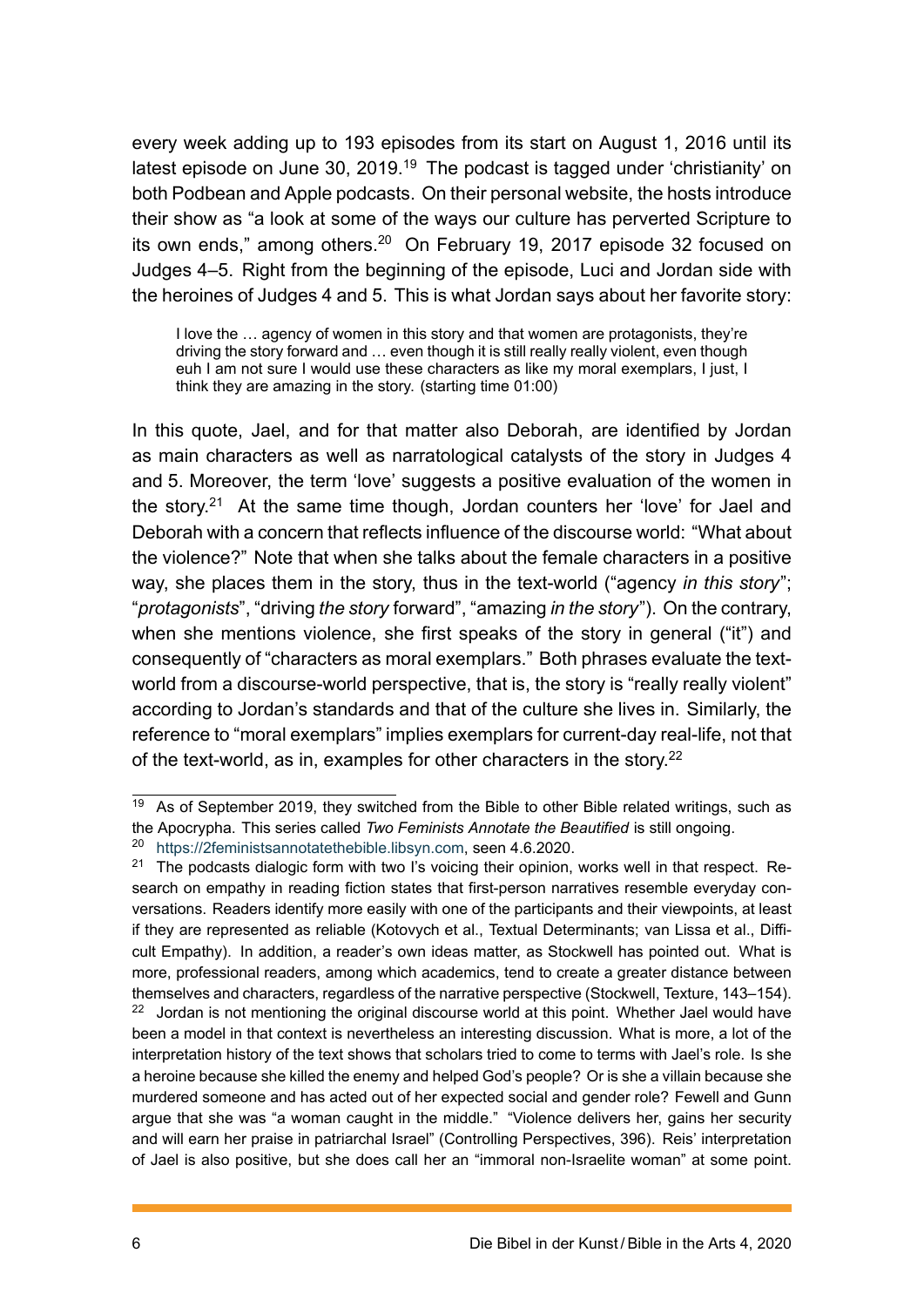every week adding up to 193 episodes from its start on August 1, 2016 until its latest episode on June 30, 2019.[19] The podcast is tagged under 'christianity' on both Podbean and Apple podcasts. On their personal website, the hosts introduce their show as "a look at some of the ways our culture has perverted Scripture to its own ends," among others.[20] On February 19, 2017 episode 32 focused on Judges 4–5. Right from the beginning of the episode, Luci and Jordan side with the heroines of Judges 4 and 5. This is what Jordan says about her favorite story:

> I love the … agency of women in this story and that women are protagonists, they're driving the story forward and … even though it is still really really violent, even though euh I am not sure I would use these characters as like my moral exemplars, I just, I think they are amazing in the story. (starting time 01:00)

In this quote, Jael, and for that matter also Deborah, are identified by Jordan as main characters as well as narratological catalysts of the story in Judges 4 and 5. Moreover, the term 'love' suggests a positive evaluation of the women in the story.[21] At the same time though, Jordan counters her 'love' for Jael and Deborah with a concern that reflects influence of the discourse world: "What about the violence?" Note that when she talks about the female characters in a positive way, she places them in the story, thus in the text-world ("agency *in this story*"; "*protagonists*", "driving *the story* forward", "amazing *in the story*"). On the contrary, when she mentions violence, she first speaks of the story in general ("it") and consequently of "characters as moral exemplars." Both phrases evaluate the text-world from a discourse-world perspective, that is, the story is "really really violent" according to Jordan's standards and that of the culture she lives in. Similarly, the reference to "moral exemplars" implies exemplars for current-day real-life, not that of the text-world, as in, examples for other characters in the story.[22]

---

[19] As of September 2019, they switched from the Bible to other Bible related writings, such as the Apocrypha. This series called *Two Feminists Annotate the Beautified* is still ongoing.

[20] https://2feministsannotatethebible.libsyn.com, seen 4.6.2020.

[21] The podcasts dialogic form with two I's voicing their opinion, works well in that respect. Research on empathy in reading fiction states that first-person narratives resemble everyday conversations. Readers identify more easily with one of the participants and their viewpoints, at least if they are represented as reliable (Kotovych et al., Textual Determinants; van Lissa et al., Difficult Empathy). In addition, a reader's own ideas matter, as Stockwell has pointed out. What is more, professional readers, among which academics, tend to create a greater distance between themselves and characters, regardless of the narrative perspective (Stockwell, Texture, 143–154).

[22] Jordan is not mentioning the original discourse world at this point. Whether Jael would have been a model in that context is nevertheless an interesting discussion. What is more, a lot of the interpretation history of the text shows that scholars tried to come to terms with Jael's role. Is she a heroine because she killed the enemy and helped God's people? Or is she a villain because she murdered someone and has acted out of her expected social and gender role? Fewell and Gunn argue that she was "a woman caught in the middle." "Violence delivers her, gains her security and will earn her praise in patriarchal Israel" (Controlling Perspectives, 396). Reis' interpretation of Jael is also positive, but she does call her an "immoral non-Israelite woman" at some point.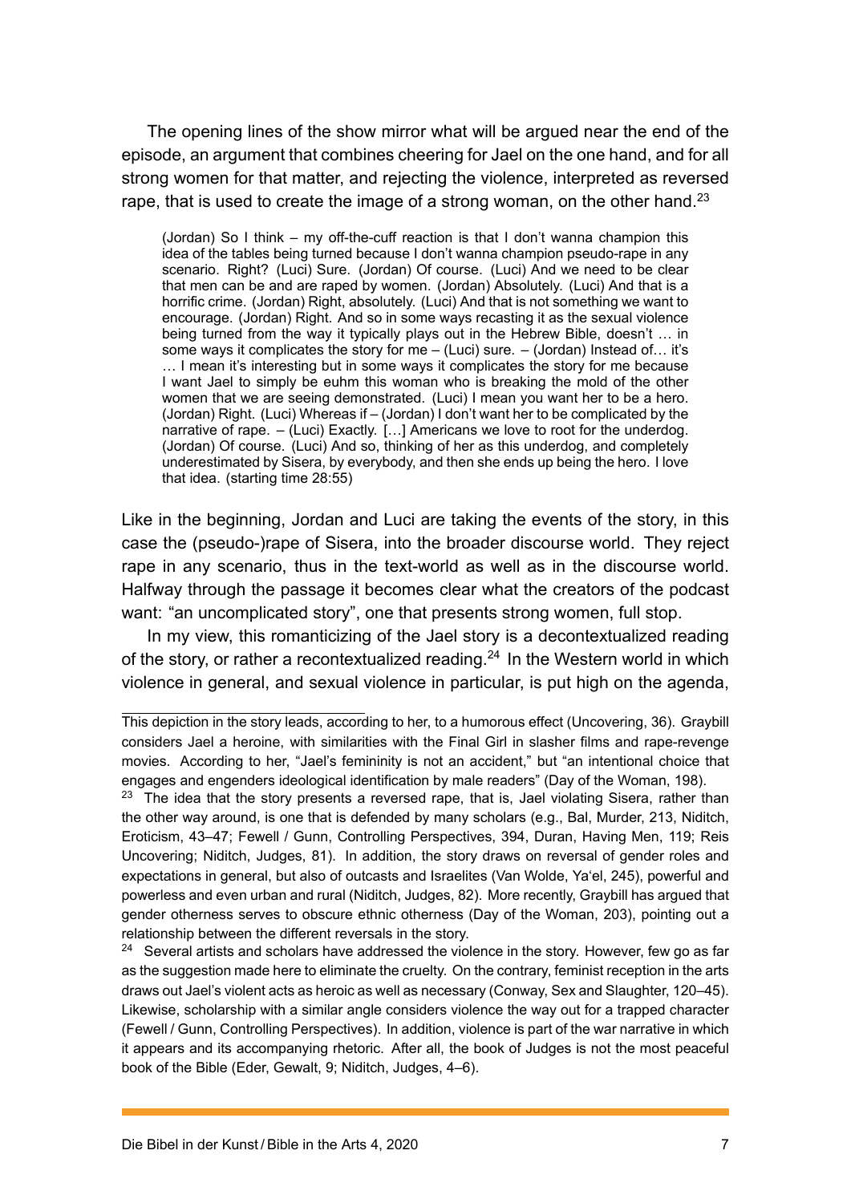The opening lines of the show mirror what will be argued near the end of the episode, an argument that combines cheering for Jael on the one hand, and for all strong women for that matter, and rejecting the violence, interpreted as reversed rape, that is used to create the image of a strong woman, on the other hand.[23]

> (Jordan) So I think – my off-the-cuff reaction is that I don't wanna champion this idea of the tables being turned because I don't wanna champion pseudo-rape in any scenario. Right? (Luci) Sure. (Jordan) Of course. (Luci) And we need to be clear that men can be and are raped by women. (Jordan) Absolutely. (Luci) And that is a horrific crime. (Jordan) Right, absolutely. (Luci) And that is not something we want to encourage. (Jordan) Right. And so in some ways recasting it as the sexual violence being turned from the way it typically plays out in the Hebrew Bible, doesn't … in some ways it complicates the story for me – (Luci) sure. – (Jordan) Instead of… it's … I mean it's interesting but in some ways it complicates the story for me because I want Jael to simply be euhm this woman who is breaking the mold of the other women that we are seeing demonstrated. (Luci) I mean you want her to be a hero. (Jordan) Right. (Luci) Whereas if – (Jordan) I don't want her to be complicated by the narrative of rape. – (Luci) Exactly. […] Americans we love to root for the underdog. (Jordan) Of course. (Luci) And so, thinking of her as this underdog, and completely underestimated by Sisera, by everybody, and then she ends up being the hero. I love that idea. (starting time 28:55)

Like in the beginning, Jordan and Luci are taking the events of the story, in this case the (pseudo-)rape of Sisera, into the broader discourse world. They reject rape in any scenario, thus in the text-world as well as in the discourse world. Halfway through the passage it becomes clear what the creators of the podcast want: "an uncomplicated story", one that presents strong women, full stop.

In my view, this romanticizing of the Jael story is a decontextualized reading of the story, or rather a recontextualized reading.[24] In the Western world in which violence in general, and sexual violence in particular, is put high on the agenda,

---

This depiction in the story leads, according to her, to a humorous effect (Uncovering, 36). Graybill considers Jael a heroine, with similarities with the Final Girl in slasher films and rape-revenge movies. According to her, "Jael's femininity is not an accident," but "an intentional choice that engages and engenders ideological identification by male readers" (Day of the Woman, 198).

[23] The idea that the story presents a reversed rape, that is, Jael violating Sisera, rather than the other way around, is one that is defended by many scholars (e.g., Bal, Murder, 213, Niditch, Eroticism, 43–47; Fewell / Gunn, Controlling Perspectives, 394, Duran, Having Men, 119; Reis Uncovering; Niditch, Judges, 81). In addition, the story draws on reversal of gender roles and expectations in general, but also of outcasts and Israelites (Van Wolde, Ya'el, 245), powerful and powerless and even urban and rural (Niditch, Judges, 82). More recently, Graybill has argued that gender otherness serves to obscure ethnic otherness (Day of the Woman, 203), pointing out a relationship between the different reversals in the story.

[24] Several artists and scholars have addressed the violence in the story. However, few go as far as the suggestion made here to eliminate the cruelty. On the contrary, feminist reception in the arts draws out Jael's violent acts as heroic as well as necessary (Conway, Sex and Slaughter, 120–45). Likewise, scholarship with a similar angle considers violence the way out for a trapped character (Fewell / Gunn, Controlling Perspectives). In addition, violence is part of the war narrative in which it appears and its accompanying rhetoric. After all, the book of Judges is not the most peaceful book of the Bible (Eder, Gewalt, 9; Niditch, Judges, 4–6).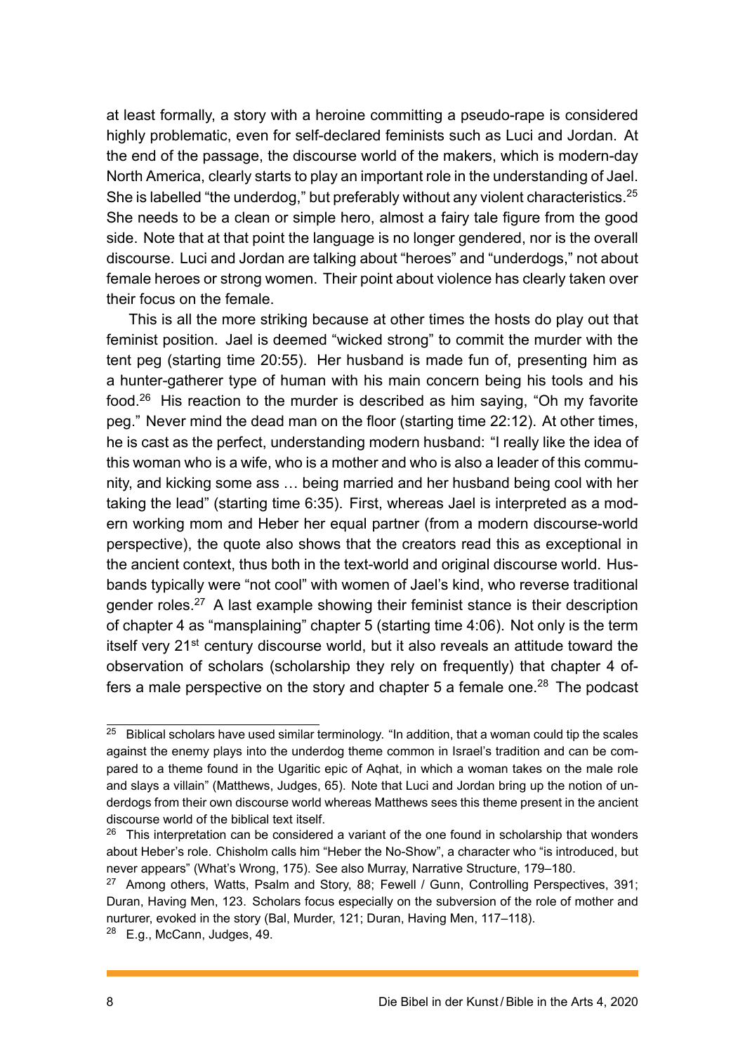at least formally, a story with a heroine committing a pseudo-rape is considered highly problematic, even for self-declared feminists such as Luci and Jordan. At the end of the passage, the discourse world of the makers, which is modern-day North America, clearly starts to play an important role in the understanding of Jael. She is labelled "the underdog," but preferably without any violent characteristics.[25] She needs to be a clean or simple hero, almost a fairy tale figure from the good side. Note that at that point the language is no longer gendered, nor is the overall discourse. Luci and Jordan are talking about "heroes" and "underdogs," not about female heroes or strong women. Their point about violence has clearly taken over their focus on the female.

This is all the more striking because at other times the hosts do play out that feminist position. Jael is deemed "wicked strong" to commit the murder with the tent peg (starting time 20:55). Her husband is made fun of, presenting him as a hunter-gatherer type of human with his main concern being his tools and his food.[26] His reaction to the murder is described as him saying, "Oh my favorite peg." Never mind the dead man on the floor (starting time 22:12). At other times, he is cast as the perfect, understanding modern husband: "I really like the idea of this woman who is a wife, who is a mother and who is also a leader of this community, and kicking some ass … being married and her husband being cool with her taking the lead" (starting time 6:35). First, whereas Jael is interpreted as a modern working mom and Heber her equal partner (from a modern discourse-world perspective), the quote also shows that the creators read this as exceptional in the ancient context, thus both in the text-world and original discourse world. Husbands typically were "not cool" with women of Jael's kind, who reverse traditional gender roles.[27] A last example showing their feminist stance is their description of chapter 4 as "mansplaining" chapter 5 (starting time 4:06). Not only is the term itself very 21st century discourse world, but it also reveals an attitude toward the observation of scholars (scholarship they rely on frequently) that chapter 4 offers a male perspective on the story and chapter 5 a female one.[28] The podcast

---

[25] Biblical scholars have used similar terminology. "In addition, that a woman could tip the scales against the enemy plays into the underdog theme common in Israel's tradition and can be compared to a theme found in the Ugaritic epic of Aqhat, in which a woman takes on the male role and slays a villain" (Matthews, Judges, 65). Note that Luci and Jordan bring up the notion of underdogs from their own discourse world whereas Matthews sees this theme present in the ancient discourse world of the biblical text itself.

[26] This interpretation can be considered a variant of the one found in scholarship that wonders about Heber's role. Chisholm calls him "Heber the No-Show", a character who "is introduced, but never appears" (What's Wrong, 175). See also Murray, Narrative Structure, 179–180.

[27] Among others, Watts, Psalm and Story, 88; Fewell / Gunn, Controlling Perspectives, 391; Duran, Having Men, 123. Scholars focus especially on the subversion of the role of mother and nurturer, evoked in the story (Bal, Murder, 121; Duran, Having Men, 117–118).

[28] E.g., McCann, Judges, 49.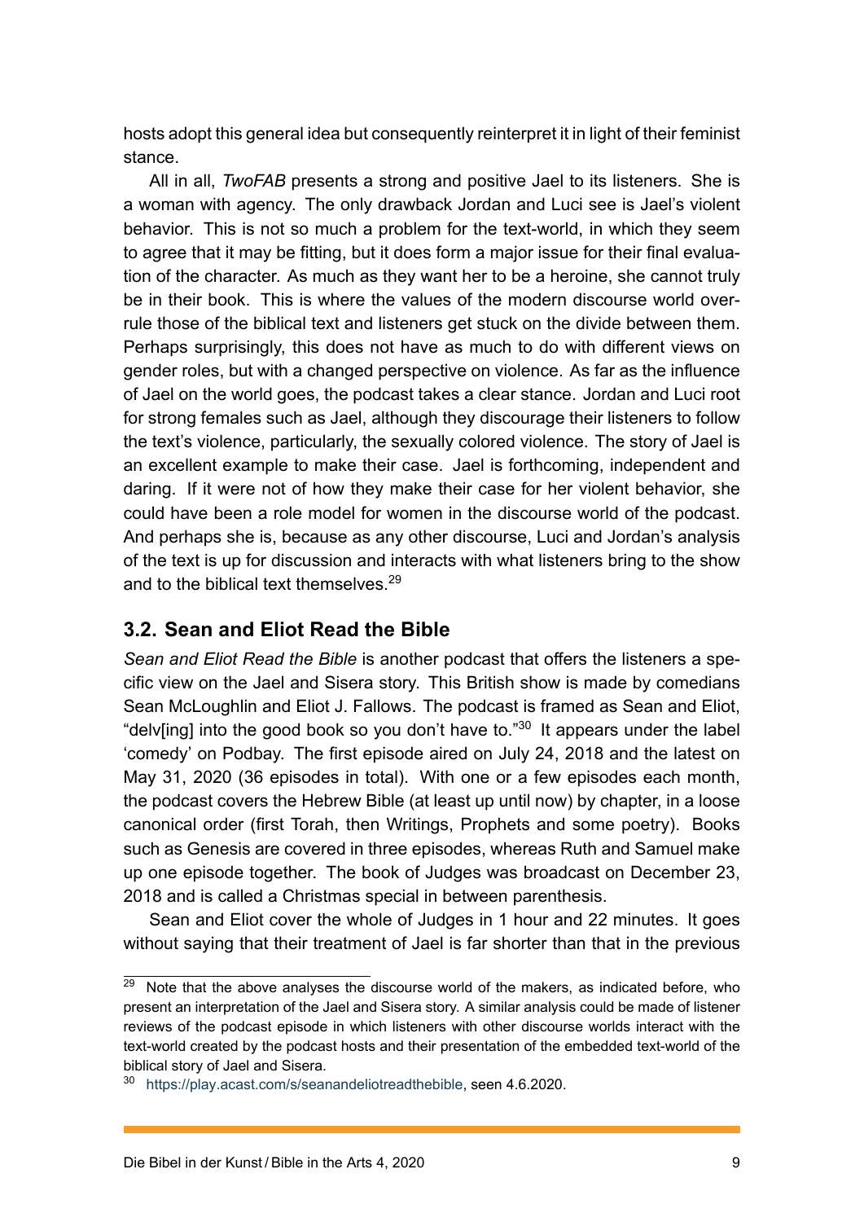hosts adopt this general idea but consequently reinterpret it in light of their feminist stance.

All in all, *TwoFAB* presents a strong and positive Jael to its listeners. She is a woman with agency. The only drawback Jordan and Luci see is Jael's violent behavior. This is not so much a problem for the text-world, in which they seem to agree that it may be fitting, but it does form a major issue for their final evaluation of the character. As much as they want her to be a heroine, she cannot truly be in their book. This is where the values of the modern discourse world overrule those of the biblical text and listeners get stuck on the divide between them. Perhaps surprisingly, this does not have as much to do with different views on gender roles, but with a changed perspective on violence. As far as the influence of Jael on the world goes, the podcast takes a clear stance. Jordan and Luci root for strong females such as Jael, although they discourage their listeners to follow the text's violence, particularly, the sexually colored violence. The story of Jael is an excellent example to make their case. Jael is forthcoming, independent and daring. If it were not of how they make their case for her violent behavior, she could have been a role model for women in the discourse world of the podcast. And perhaps she is, because as any other discourse, Luci and Jordan's analysis of the text is up for discussion and interacts with what listeners bring to the show and to the biblical text themselves.[29]

## 3.2. Sean and Eliot Read the Bible

*Sean and Eliot Read the Bible* is another podcast that offers the listeners a specific view on the Jael and Sisera story. This British show is made by comedians Sean McLoughlin and Eliot J. Fallows. The podcast is framed as Sean and Eliot, "delv[ing] into the good book so you don't have to."[30] It appears under the label 'comedy' on Podbay. The first episode aired on July 24, 2018 and the latest on May 31, 2020 (36 episodes in total). With one or a few episodes each month, the podcast covers the Hebrew Bible (at least up until now) by chapter, in a loose canonical order (first Torah, then Writings, Prophets and some poetry). Books such as Genesis are covered in three episodes, whereas Ruth and Samuel make up one episode together. The book of Judges was broadcast on December 23, 2018 and is called a Christmas special in between parenthesis.

Sean and Eliot cover the whole of Judges in 1 hour and 22 minutes. It goes without saying that their treatment of Jael is far shorter than that in the previous

---

[29] Note that the above analyses the discourse world of the makers, as indicated before, who present an interpretation of the Jael and Sisera story. A similar analysis could be made of listener reviews of the podcast episode in which listeners with other discourse worlds interact with the text-world created by the podcast hosts and their presentation of the embedded text-world of the biblical story of Jael and Sisera.

[30] https://play.acast.com/s/seanandeliotreadthebible, seen 4.6.2020.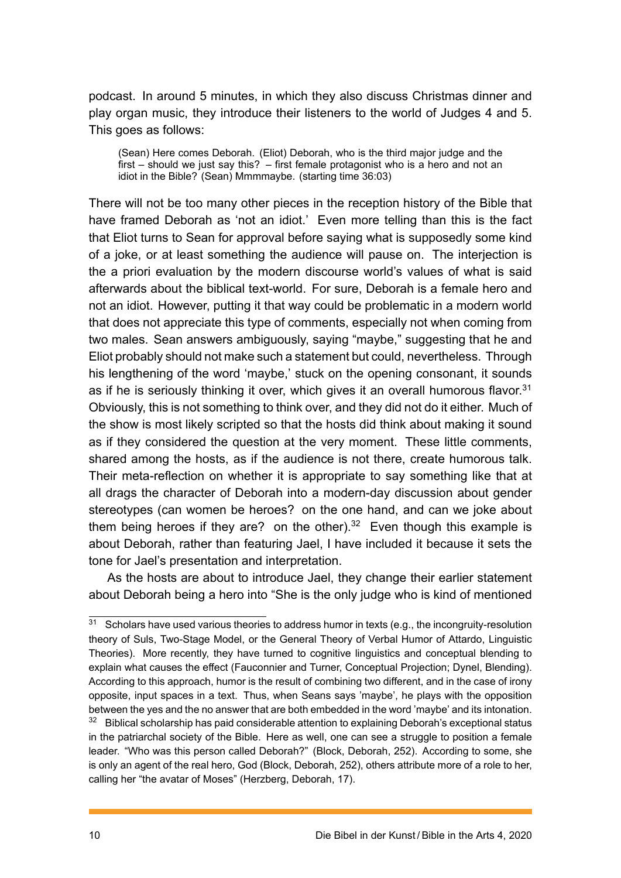podcast. In around 5 minutes, in which they also discuss Christmas dinner and play organ music, they introduce their listeners to the world of Judges 4 and 5. This goes as follows:

> (Sean) Here comes Deborah. (Eliot) Deborah, who is the third major judge and the first – should we just say this? – first female protagonist who is a hero and not an idiot in the Bible? (Sean) Mmmmaybe. (starting time 36:03)

There will not be too many other pieces in the reception history of the Bible that have framed Deborah as 'not an idiot.' Even more telling than this is the fact that Eliot turns to Sean for approval before saying what is supposedly some kind of a joke, or at least something the audience will pause on. The interjection is the a priori evaluation by the modern discourse world's values of what is said afterwards about the biblical text-world. For sure, Deborah is a female hero and not an idiot. However, putting it that way could be problematic in a modern world that does not appreciate this type of comments, especially not when coming from two males. Sean answers ambiguously, saying "maybe," suggesting that he and Eliot probably should not make such a statement but could, nevertheless. Through his lengthening of the word 'maybe,' stuck on the opening consonant, it sounds as if he is seriously thinking it over, which gives it an overall humorous flavor.[31] Obviously, this is not something to think over, and they did not do it either. Much of the show is most likely scripted so that the hosts did think about making it sound as if they considered the question at the very moment. These little comments, shared among the hosts, as if the audience is not there, create humorous talk. Their meta-reflection on whether it is appropriate to say something like that at all drags the character of Deborah into a modern-day discussion about gender stereotypes (can women be heroes? on the one hand, and can we joke about them being heroes if they are? on the other).[32] Even though this example is about Deborah, rather than featuring Jael, I have included it because it sets the tone for Jael's presentation and interpretation.

As the hosts are about to introduce Jael, they change their earlier statement about Deborah being a hero into "She is the only judge who is kind of mentioned

---

[31] Scholars have used various theories to address humor in texts (e.g., the incongruity-resolution theory of Suls, Two-Stage Model, or the General Theory of Verbal Humor of Attardo, Linguistic Theories). More recently, they have turned to cognitive linguistics and conceptual blending to explain what causes the effect (Fauconnier and Turner, Conceptual Projection; Dynel, Blending). According to this approach, humor is the result of combining two different, and in the case of irony opposite, input spaces in a text. Thus, when Seans says 'maybe', he plays with the opposition between the yes and the no answer that are both embedded in the word 'maybe' and its intonation.

[32] Biblical scholarship has paid considerable attention to explaining Deborah's exceptional status in the patriarchal society of the Bible. Here as well, one can see a struggle to position a female leader. "Who was this person called Deborah?" (Block, Deborah, 252). According to some, she is only an agent of the real hero, God (Block, Deborah, 252), others attribute more of a role to her, calling her "the avatar of Moses" (Herzberg, Deborah, 17).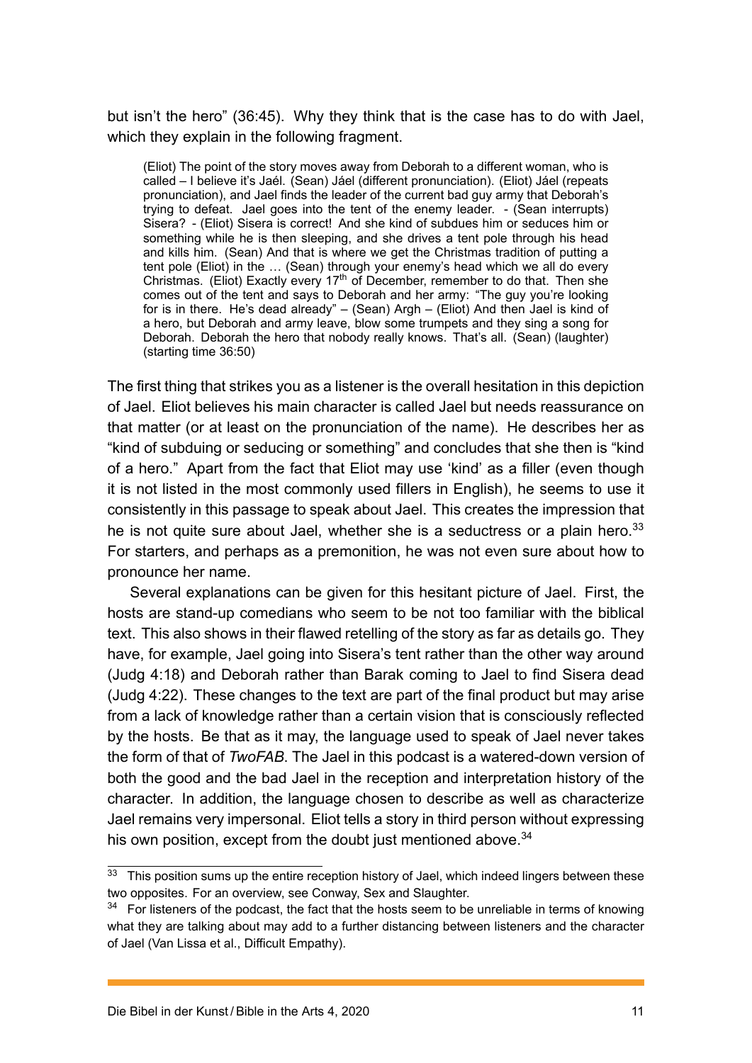but isn't the hero" (36:45). Why they think that is the case has to do with Jael, which they explain in the following fragment.

> (Eliot) The point of the story moves away from Deborah to a different woman, who is called – I believe it's Jaél. (Sean) Jáel (different pronunciation). (Eliot) Jáel (repeats pronunciation), and Jael finds the leader of the current bad guy army that Deborah's trying to defeat. Jael goes into the tent of the enemy leader. - (Sean interrupts) Sisera? - (Eliot) Sisera is correct! And she kind of subdues him or seduces him or something while he is then sleeping, and she drives a tent pole through his head and kills him. (Sean) And that is where we get the Christmas tradition of putting a tent pole (Eliot) in the … (Sean) through your enemy's head which we all do every Christmas. (Eliot) Exactly every 17th of December, remember to do that. Then she comes out of the tent and says to Deborah and her army: "The guy you're looking for is in there. He's dead already" – (Sean) Argh – (Eliot) And then Jael is kind of a hero, but Deborah and army leave, blow some trumpets and they sing a song for Deborah. Deborah the hero that nobody really knows. That's all. (Sean) (laughter) (starting time 36:50)

The first thing that strikes you as a listener is the overall hesitation in this depiction of Jael. Eliot believes his main character is called Jael but needs reassurance on that matter (or at least on the pronunciation of the name). He describes her as "kind of subduing or seducing or something" and concludes that she then is "kind of a hero." Apart from the fact that Eliot may use 'kind' as a filler (even though it is not listed in the most commonly used fillers in English), he seems to use it consistently in this passage to speak about Jael. This creates the impression that he is not quite sure about Jael, whether she is a seductress or a plain hero.[33] For starters, and perhaps as a premonition, he was not even sure about how to pronounce her name.

Several explanations can be given for this hesitant picture of Jael. First, the hosts are stand-up comedians who seem to be not too familiar with the biblical text. This also shows in their flawed retelling of the story as far as details go. They have, for example, Jael going into Sisera's tent rather than the other way around (Judg 4:18) and Deborah rather than Barak coming to Jael to find Sisera dead (Judg 4:22). These changes to the text are part of the final product but may arise from a lack of knowledge rather than a certain vision that is consciously reflected by the hosts. Be that as it may, the language used to speak of Jael never takes the form of that of *TwoFAB*. The Jael in this podcast is a watered-down version of both the good and the bad Jael in the reception and interpretation history of the character. In addition, the language chosen to describe as well as characterize Jael remains very impersonal. Eliot tells a story in third person without expressing his own position, except from the doubt just mentioned above.[34]

---

[33] This position sums up the entire reception history of Jael, which indeed lingers between these two opposites. For an overview, see Conway, Sex and Slaughter.

[34] For listeners of the podcast, the fact that the hosts seem to be unreliable in terms of knowing what they are talking about may add to a further distancing between listeners and the character of Jael (Van Lissa et al., Difficult Empathy).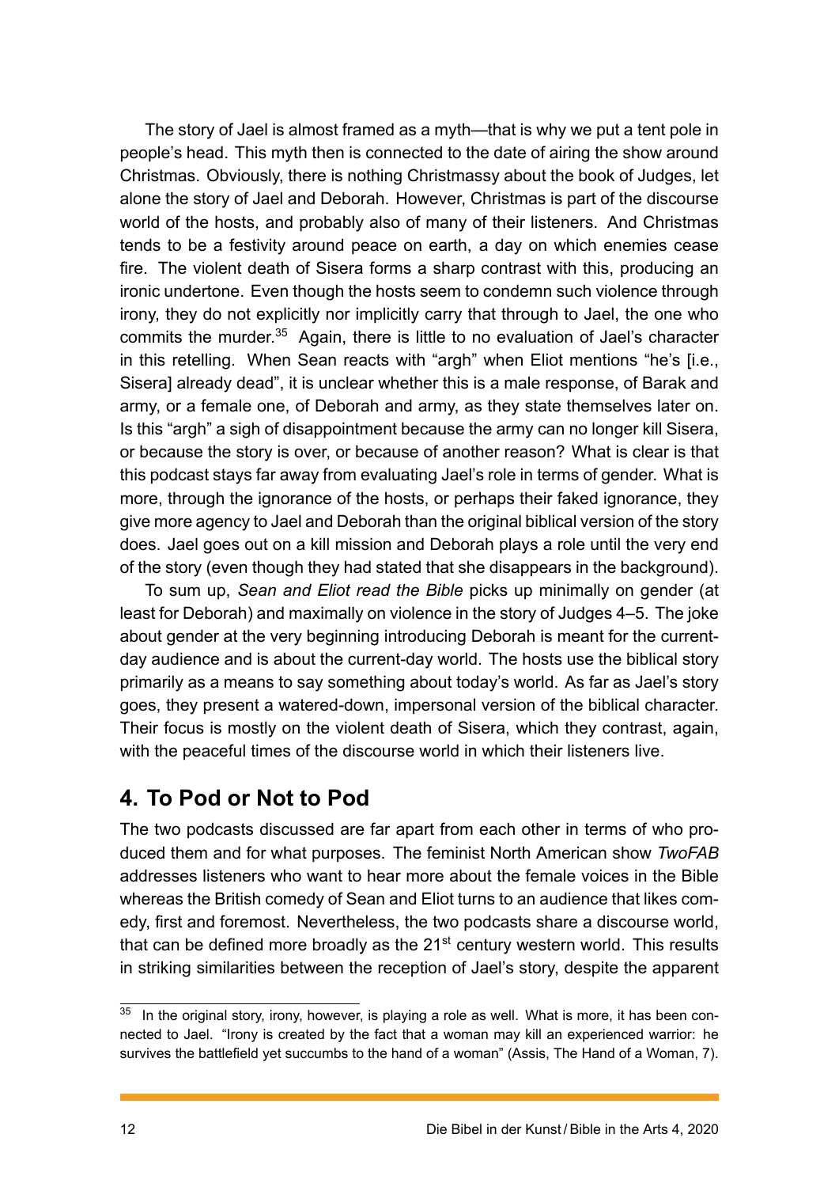The story of Jael is almost framed as a myth—that is why we put a tent pole in people's head. This myth then is connected to the date of airing the show around Christmas. Obviously, there is nothing Christmassy about the book of Judges, let alone the story of Jael and Deborah. However, Christmas is part of the discourse world of the hosts, and probably also of many of their listeners. And Christmas tends to be a festivity around peace on earth, a day on which enemies cease fire. The violent death of Sisera forms a sharp contrast with this, producing an ironic undertone. Even though the hosts seem to condemn such violence through irony, they do not explicitly nor implicitly carry that through to Jael, the one who commits the murder.[35] Again, there is little to no evaluation of Jael's character in this retelling. When Sean reacts with "argh" when Eliot mentions "he's [i.e., Sisera] already dead", it is unclear whether this is a male response, of Barak and army, or a female one, of Deborah and army, as they state themselves later on. Is this "argh" a sigh of disappointment because the army can no longer kill Sisera, or because the story is over, or because of another reason? What is clear is that this podcast stays far away from evaluating Jael's role in terms of gender. What is more, through the ignorance of the hosts, or perhaps their faked ignorance, they give more agency to Jael and Deborah than the original biblical version of the story does. Jael goes out on a kill mission and Deborah plays a role until the very end of the story (even though they had stated that she disappears in the background).

To sum up, *Sean and Eliot read the Bible* picks up minimally on gender (at least for Deborah) and maximally on violence in the story of Judges 4–5. The joke about gender at the very beginning introducing Deborah is meant for the current-day audience and is about the current-day world. The hosts use the biblical story primarily as a means to say something about today's world. As far as Jael's story goes, they present a watered-down, impersonal version of the biblical character. Their focus is mostly on the violent death of Sisera, which they contrast, again, with the peaceful times of the discourse world in which their listeners live.

## 4. To Pod or Not to Pod

The two podcasts discussed are far apart from each other in terms of who produced them and for what purposes. The feminist North American show *TwoFAB* addresses listeners who want to hear more about the female voices in the Bible whereas the British comedy of Sean and Eliot turns to an audience that likes comedy, first and foremost. Nevertheless, the two podcasts share a discourse world, that can be defined more broadly as the 21st century western world. This results in striking similarities between the reception of Jael's story, despite the apparent

---

[35] In the original story, irony, however, is playing a role as well. What is more, it has been connected to Jael. "Irony is created by the fact that a woman may kill an experienced warrior: he survives the battlefield yet succumbs to the hand of a woman" (Assis, The Hand of a Woman, 7).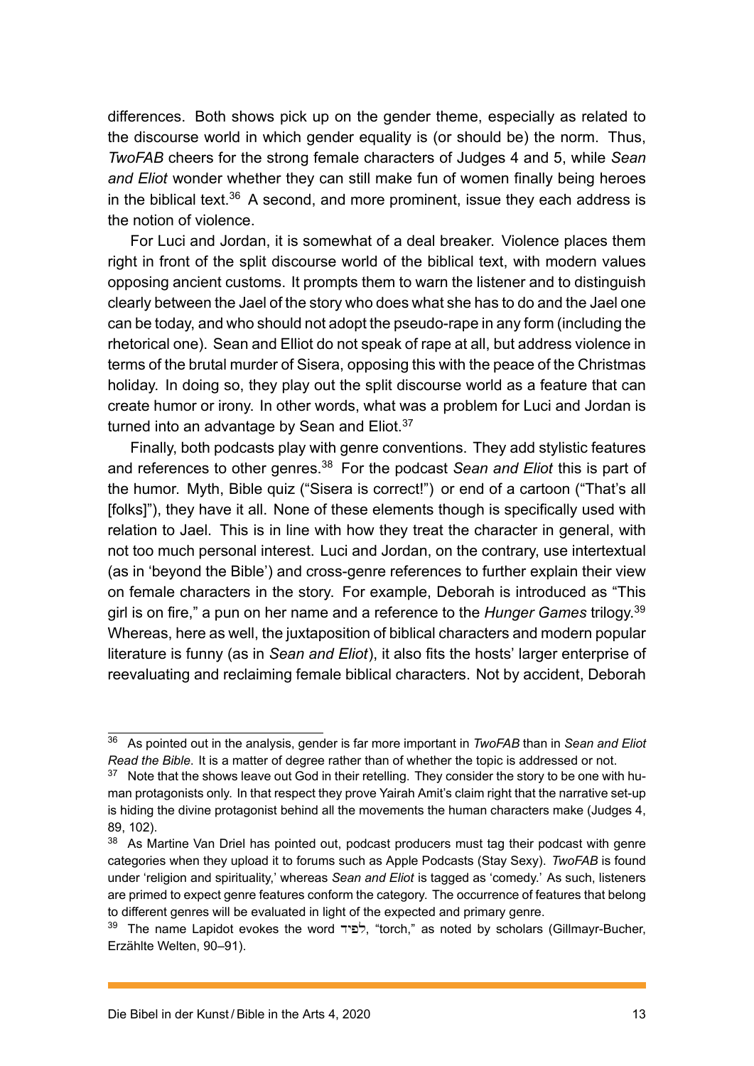differences. Both shows pick up on the gender theme, especially as related to the discourse world in which gender equality is (or should be) the norm. Thus, *TwoFAB* cheers for the strong female characters of Judges 4 and 5, while *Sean and Eliot* wonder whether they can still make fun of women finally being heroes in the biblical text.[36] A second, and more prominent, issue they each address is the notion of violence.

For Luci and Jordan, it is somewhat of a deal breaker. Violence places them right in front of the split discourse world of the biblical text, with modern values opposing ancient customs. It prompts them to warn the listener and to distinguish clearly between the Jael of the story who does what she has to do and the Jael one can be today, and who should not adopt the pseudo-rape in any form (including the rhetorical one). Sean and Elliot do not speak of rape at all, but address violence in terms of the brutal murder of Sisera, opposing this with the peace of the Christmas holiday. In doing so, they play out the split discourse world as a feature that can create humor or irony. In other words, what was a problem for Luci and Jordan is turned into an advantage by Sean and Eliot.[37]

Finally, both podcasts play with genre conventions. They add stylistic features and references to other genres.[38] For the podcast *Sean and Eliot* this is part of the humor. Myth, Bible quiz ("Sisera is correct!") or end of a cartoon ("That's all [folks]"), they have it all. None of these elements though is specifically used with relation to Jael. This is in line with how they treat the character in general, with not too much personal interest. Luci and Jordan, on the contrary, use intertextual (as in 'beyond the Bible') and cross-genre references to further explain their view on female characters in the story. For example, Deborah is introduced as "This girl is on fire," a pun on her name and a reference to the *Hunger Games* trilogy.[39] Whereas, here as well, the juxtaposition of biblical characters and modern popular literature is funny (as in *Sean and Eliot*), it also fits the hosts' larger enterprise of reevaluating and reclaiming female biblical characters. Not by accident, Deborah

---

[36] As pointed out in the analysis, gender is far more important in *TwoFAB* than in *Sean and Eliot Read the Bible*. It is a matter of degree rather than of whether the topic is addressed or not.

[37] Note that the shows leave out God in their retelling. They consider the story to be one with human protagonists only. In that respect they prove Yairah Amit's claim right that the narrative set-up is hiding the divine protagonist behind all the movements the human characters make (Judges 4, 89, 102).

[38] As Martine Van Driel has pointed out, podcast producers must tag their podcast with genre categories when they upload it to forums such as Apple Podcasts (Stay Sexy). *TwoFAB* is found under 'religion and spirituality,' whereas *Sean and Eliot* is tagged as 'comedy.' As such, listeners are primed to expect genre features conform the category. The occurrence of features that belong to different genres will be evaluated in light of the expected and primary genre.

[39] The name Lapidot evokes the word לפיד, "torch," as noted by scholars (Gillmayr-Bucher, Erzählte Welten, 90–91).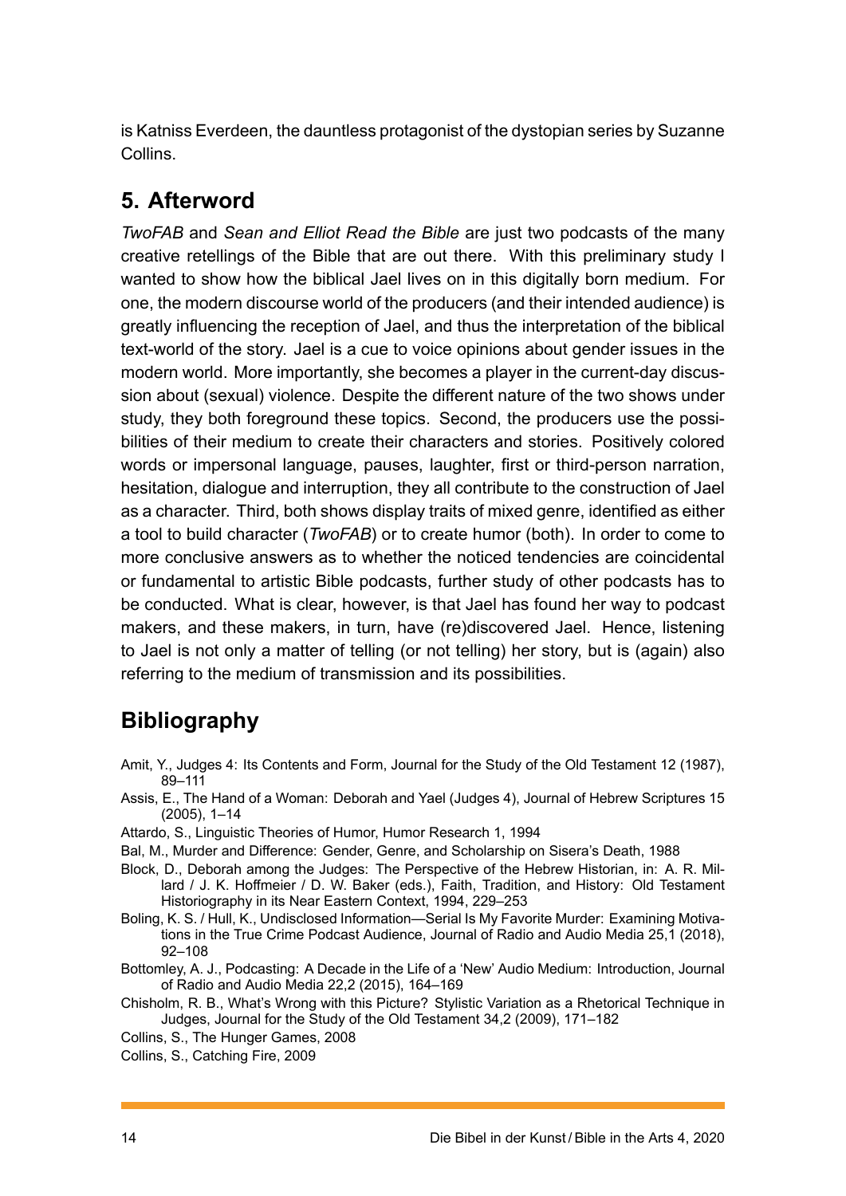is Katniss Everdeen, the dauntless protagonist of the dystopian series by Suzanne Collins.

## 5. Afterword

*TwoFAB* and *Sean and Elliot Read the Bible* are just two podcasts of the many creative retellings of the Bible that are out there. With this preliminary study I wanted to show how the biblical Jael lives on in this digitally born medium. For one, the modern discourse world of the producers (and their intended audience) is greatly influencing the reception of Jael, and thus the interpretation of the biblical text-world of the story. Jael is a cue to voice opinions about gender issues in the modern world. More importantly, she becomes a player in the current-day discussion about (sexual) violence. Despite the different nature of the two shows under study, they both foreground these topics. Second, the producers use the possibilities of their medium to create their characters and stories. Positively colored words or impersonal language, pauses, laughter, first or third-person narration, hesitation, dialogue and interruption, they all contribute to the construction of Jael as a character. Third, both shows display traits of mixed genre, identified as either a tool to build character (*TwoFAB*) or to create humor (both). In order to come to more conclusive answers as to whether the noticed tendencies are coincidental or fundamental to artistic Bible podcasts, further study of other podcasts has to be conducted. What is clear, however, is that Jael has found her way to podcast makers, and these makers, in turn, have (re)discovered Jael. Hence, listening to Jael is not only a matter of telling (or not telling) her story, but is (again) also referring to the medium of transmission and its possibilities.

## Bibliography

Amit, Y., Judges 4: Its Contents and Form, Journal for the Study of the Old Testament 12 (1987), 89–111

Assis, E., The Hand of a Woman: Deborah and Yael (Judges 4), Journal of Hebrew Scriptures 15 (2005), 1–14

Attardo, S., Linguistic Theories of Humor, Humor Research 1, 1994

Bal, M., Murder and Difference: Gender, Genre, and Scholarship on Sisera's Death, 1988

Block, D., Deborah among the Judges: The Perspective of the Hebrew Historian, in: A. R. Millard / J. K. Hoffmeier / D. W. Baker (eds.), Faith, Tradition, and History: Old Testament Historiography in its Near Eastern Context, 1994, 229–253

Boling, K. S. / Hull, K., Undisclosed Information—Serial Is My Favorite Murder: Examining Motivations in the True Crime Podcast Audience, Journal of Radio and Audio Media 25,1 (2018), 92–108

Bottomley, A. J., Podcasting: A Decade in the Life of a 'New' Audio Medium: Introduction, Journal of Radio and Audio Media 22,2 (2015), 164–169

Chisholm, R. B., What's Wrong with this Picture? Stylistic Variation as a Rhetorical Technique in Judges, Journal for the Study of the Old Testament 34,2 (2009), 171–182

Collins, S., The Hunger Games, 2008

Collins, S., Catching Fire, 2009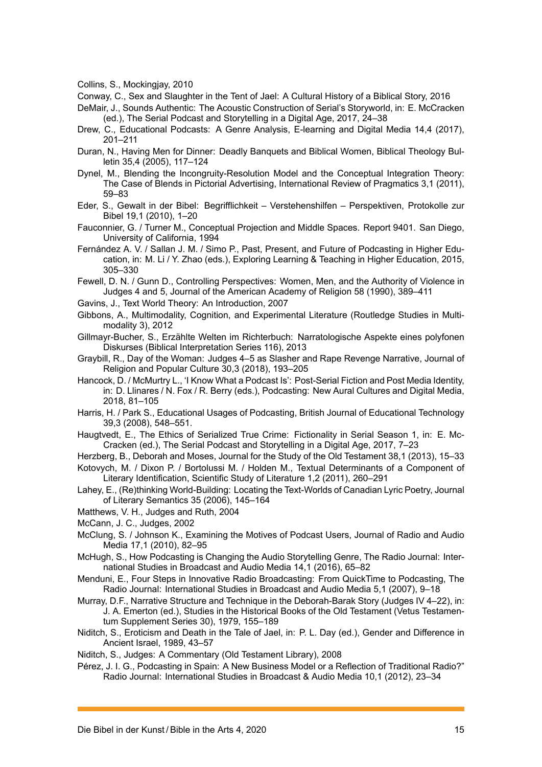Collins, S., Mockingjay, 2010

Conway, C., Sex and Slaughter in the Tent of Jael: A Cultural History of a Biblical Story, 2016

DeMair, J., Sounds Authentic: The Acoustic Construction of Serial's Storyworld, in: E. McCracken (ed.), The Serial Podcast and Storytelling in a Digital Age, 2017, 24–38

Drew, C., Educational Podcasts: A Genre Analysis, E-learning and Digital Media 14,4 (2017), 201–211

Duran, N., Having Men for Dinner: Deadly Banquets and Biblical Women, Biblical Theology Bulletin 35,4 (2005), 117–124

Dynel, M., Blending the Incongruity-Resolution Model and the Conceptual Integration Theory: The Case of Blends in Pictorial Advertising, International Review of Pragmatics 3,1 (2011), 59–83

Eder, S., Gewalt in der Bibel: Begrifflichkeit – Verstehenshilfen – Perspektiven, Protokolle zur Bibel 19,1 (2010), 1–20

Fauconnier, G. / Turner M., Conceptual Projection and Middle Spaces. Report 9401. San Diego, University of California, 1994

Fernández A. V. / Sallan J. M. / Simo P., Past, Present, and Future of Podcasting in Higher Education, in: M. Li / Y. Zhao (eds.), Exploring Learning & Teaching in Higher Education, 2015, 305–330

Fewell, D. N. / Gunn D., Controlling Perspectives: Women, Men, and the Authority of Violence in Judges 4 and 5, Journal of the American Academy of Religion 58 (1990), 389–411

Gavins, J., Text World Theory: An Introduction, 2007

Gibbons, A., Multimodality, Cognition, and Experimental Literature (Routledge Studies in Multimodality 3), 2012

Gillmayr-Bucher, S., Erzählte Welten im Richterbuch: Narratologische Aspekte eines polyfonen Diskurses (Biblical Interpretation Series 116), 2013

Graybill, R., Day of the Woman: Judges 4–5 as Slasher and Rape Revenge Narrative, Journal of Religion and Popular Culture 30,3 (2018), 193–205

Hancock, D. / McMurtry L., 'I Know What a Podcast Is': Post-Serial Fiction and Post Media Identity, in: D. Llinares / N. Fox / R. Berry (eds.), Podcasting: New Aural Cultures and Digital Media, 2018, 81–105

Harris, H. / Park S., Educational Usages of Podcasting, British Journal of Educational Technology 39,3 (2008), 548–551.

Haugtvedt, E., The Ethics of Serialized True Crime: Fictionality in Serial Season 1, in: E. McCracken (ed.), The Serial Podcast and Storytelling in a Digital Age, 2017, 7–23

Herzberg, B., Deborah and Moses, Journal for the Study of the Old Testament 38,1 (2013), 15–33

Kotovych, M. / Dixon P. / Bortolussi M. / Holden M., Textual Determinants of a Component of Literary Identification, Scientific Study of Literature 1,2 (2011), 260–291

Lahey, E., (Re)thinking World-Building: Locating the Text-Worlds of Canadian Lyric Poetry, Journal of Literary Semantics 35 (2006), 145–164

Matthews, V. H., Judges and Ruth, 2004

McCann, J. C., Judges, 2002

McClung, S. / Johnson K., Examining the Motives of Podcast Users, Journal of Radio and Audio Media 17,1 (2010), 82–95

McHugh, S., How Podcasting is Changing the Audio Storytelling Genre, The Radio Journal: International Studies in Broadcast and Audio Media 14,1 (2016), 65–82

Menduni, E., Four Steps in Innovative Radio Broadcasting: From QuickTime to Podcasting, The Radio Journal: International Studies in Broadcast and Audio Media 5,1 (2007), 9–18

Murray, D.F., Narrative Structure and Technique in the Deborah-Barak Story (Judges IV 4–22), in: J. A. Emerton (ed.), Studies in the Historical Books of the Old Testament (Vetus Testamentum Supplement Series 30), 1979, 155–189

Niditch, S., Eroticism and Death in the Tale of Jael, in: P. L. Day (ed.), Gender and Difference in Ancient Israel, 1989, 43–57

Niditch, S., Judges: A Commentary (Old Testament Library), 2008

Pérez, J. I. G., Podcasting in Spain: A New Business Model or a Reflection of Traditional Radio?" Radio Journal: International Studies in Broadcast & Audio Media 10,1 (2012), 23–34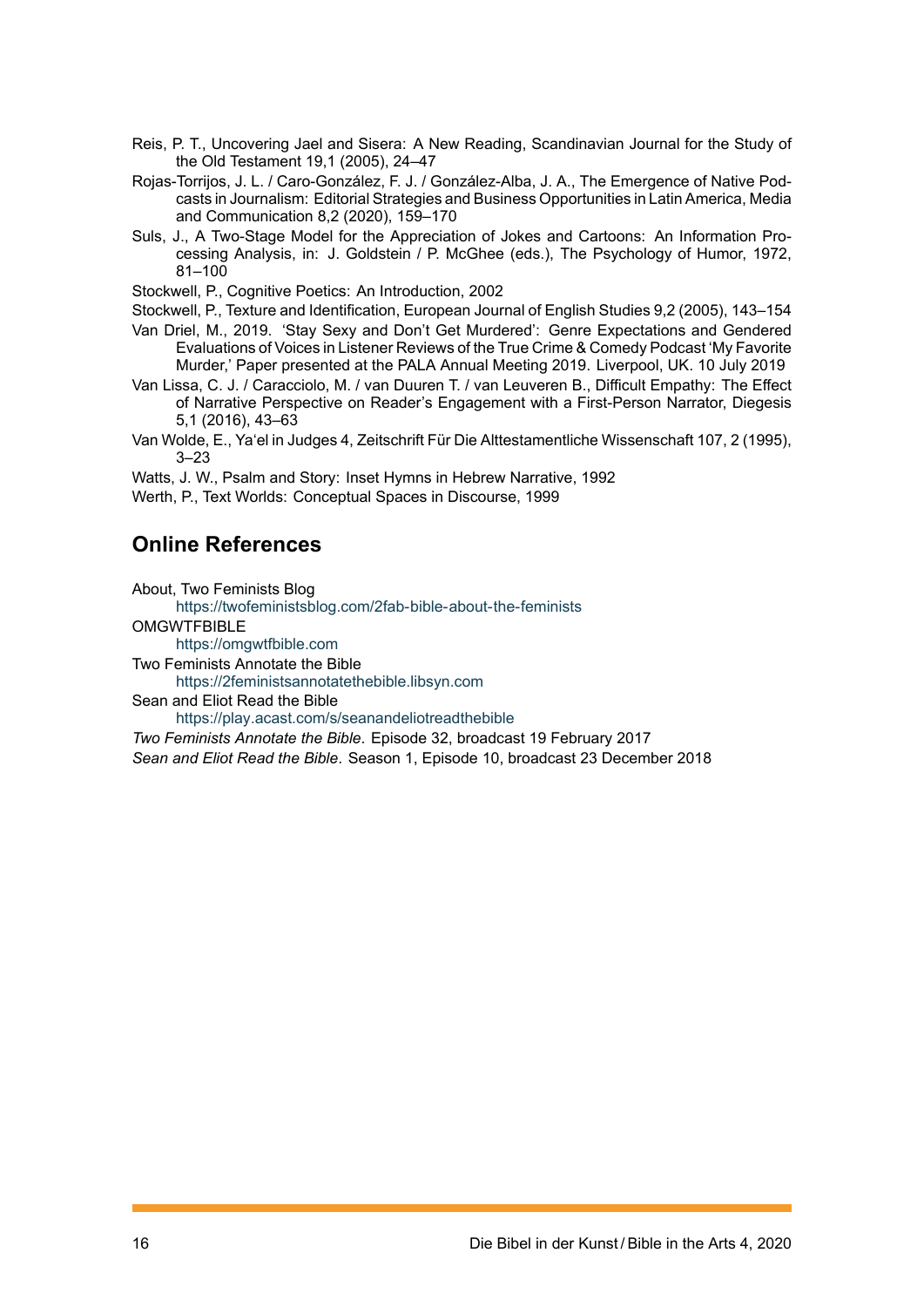Reis, P. T., Uncovering Jael and Sisera: A New Reading, Scandinavian Journal for the Study of the Old Testament 19,1 (2005), 24–47

Rojas-Torrijos, J. L. / Caro-González, F. J. / González-Alba, J. A., The Emergence of Native Podcasts in Journalism: Editorial Strategies and Business Opportunities in Latin America, Media and Communication 8,2 (2020), 159–170

Suls, J., A Two-Stage Model for the Appreciation of Jokes and Cartoons: An Information Processing Analysis, in: J. Goldstein / P. McGhee (eds.), The Psychology of Humor, 1972, 81–100

Stockwell, P., Cognitive Poetics: An Introduction, 2002

Stockwell, P., Texture and Identification, European Journal of English Studies 9,2 (2005), 143–154

Van Driel, M., 2019. 'Stay Sexy and Don't Get Murdered': Genre Expectations and Gendered Evaluations of Voices in Listener Reviews of the True Crime & Comedy Podcast 'My Favorite Murder,' Paper presented at the PALA Annual Meeting 2019. Liverpool, UK. 10 July 2019

Van Lissa, C. J. / Caracciolo, M. / van Duuren T. / van Leuveren B., Difficult Empathy: The Effect of Narrative Perspective on Reader's Engagement with a First-Person Narrator, Diegesis 5,1 (2016), 43–63

Van Wolde, E., Ya'el in Judges 4, Zeitschrift Für Die Alttestamentliche Wissenschaft 107, 2 (1995), 3–23

Watts, J. W., Psalm and Story: Inset Hymns in Hebrew Narrative, 1992

Werth, P., Text Worlds: Conceptual Spaces in Discourse, 1999

## Online References

About, Two Feminists Blog
https://twofeministsblog.com/2fab-bible-about-the-feminists

OMGWTFBIBLE
https://omgwtfbible.com

Two Feminists Annotate the Bible
https://2feministsannotatethebible.libsyn.com

Sean and Eliot Read the Bible
https://play.acast.com/s/seanandeliotreadthebible

*Two Feminists Annotate the Bible*. Episode 32, broadcast 19 February 2017

*Sean and Eliot Read the Bible*. Season 1, Episode 10, broadcast 23 December 2018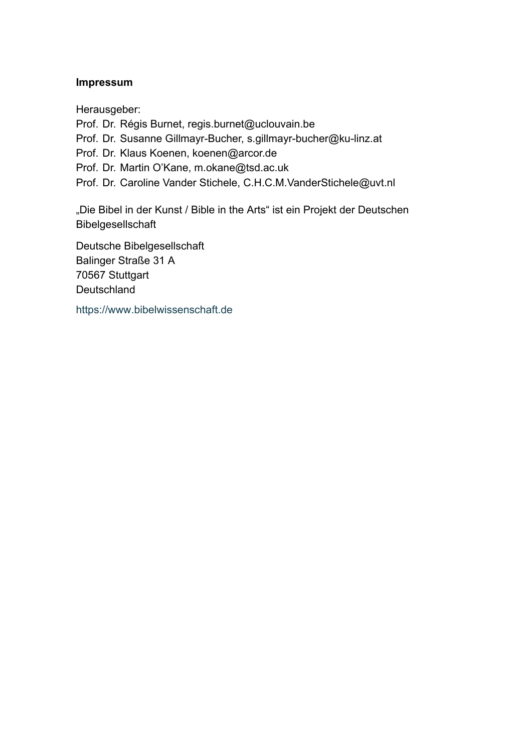**Impressum**

Herausgeber:
Prof. Dr. Régis Burnet, regis.burnet@uclouvain.be
Prof. Dr. Susanne Gillmayr-Bucher, s.gillmayr-bucher@ku-linz.at
Prof. Dr. Klaus Koenen, koenen@arcor.de
Prof. Dr. Martin O'Kane, m.okane@tsd.ac.uk
Prof. Dr. Caroline Vander Stichele, C.H.C.M.VanderStichele@uvt.nl

„Die Bibel in der Kunst / Bible in the Arts" ist ein Projekt der Deutschen Bibelgesellschaft

Deutsche Bibelgesellschaft
Balinger Straße 31 A
70567 Stuttgart
Deutschland

https://www.bibelwissenschaft.de